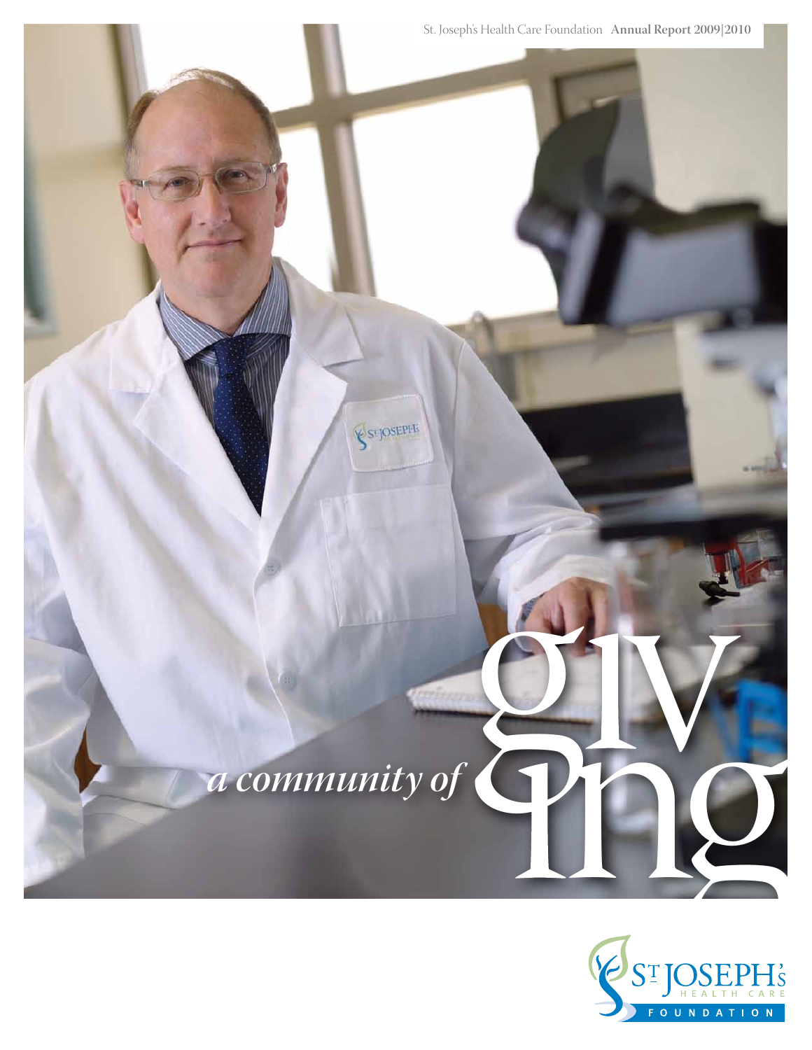St. Joseph's Health Care Foundation **Annual Report 2009|2010**

# *a community of* giving

ST JOSEPH'S HEALTH CARE FOUNDATION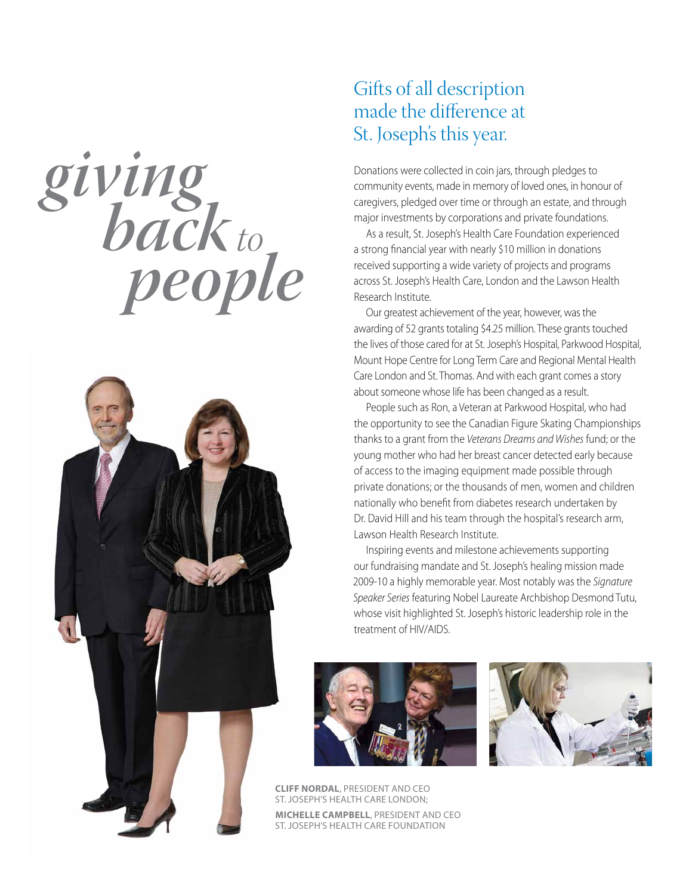# *giving back to people*

## Gifts of all description made the difference at St. Joseph's this year.

Donations were collected in coin jars, through pledges to community events, made in memory of loved ones, in honour of caregivers, pledged over time or through an estate, and through major investments by corporations and private foundations.

As a result, St. Joseph's Health Care Foundation experienced a strong financial year with nearly $10 million in donations received supporting a wide variety of projects and programs across St. Joseph's Health Care, London and the Lawson Health Research Institute.

Our greatest achievement of the year, however, was the awarding of 52 grants totaling $4.25 million. These grants touched the lives of those cared for at St. Joseph's Hospital, Parkwood Hospital, Mount Hope Centre for Long Term Care and Regional Mental Health Care London and St. Thomas. And with each grant comes a story about someone whose life has been changed as a result.

People such as Ron, a Veteran at Parkwood Hospital, who had the opportunity to see the Canadian Figure Skating Championships thanks to a grant from the *Veterans Dreams and Wishes* fund; or the young mother who had her breast cancer detected early because of access to the imaging equipment made possible through private donations; or the thousands of men, women and children nationally who benefit from diabetes research undertaken by Dr. David Hill and his team through the hospital's research arm, Lawson Health Research Institute.

Inspiring events and milestone achievements supporting our fundraising mandate and St. Joseph's healing mission made 2009-10 a highly memorable year. Most notably was the *Signature Speaker Series* featuring Nobel Laureate Archbishop Desmond Tutu, whose visit highlighted St. Joseph's historic leadership role in the treatment of HIV/AIDS.

**CLIFF NORDAL**, PRESIDENT AND CEO
ST. JOSEPH'S HEALTH CARE LONDON;

**MICHELLE CAMPBELL**, PRESIDENT AND CEO
ST. JOSEPH'S HEALTH CARE FOUNDATION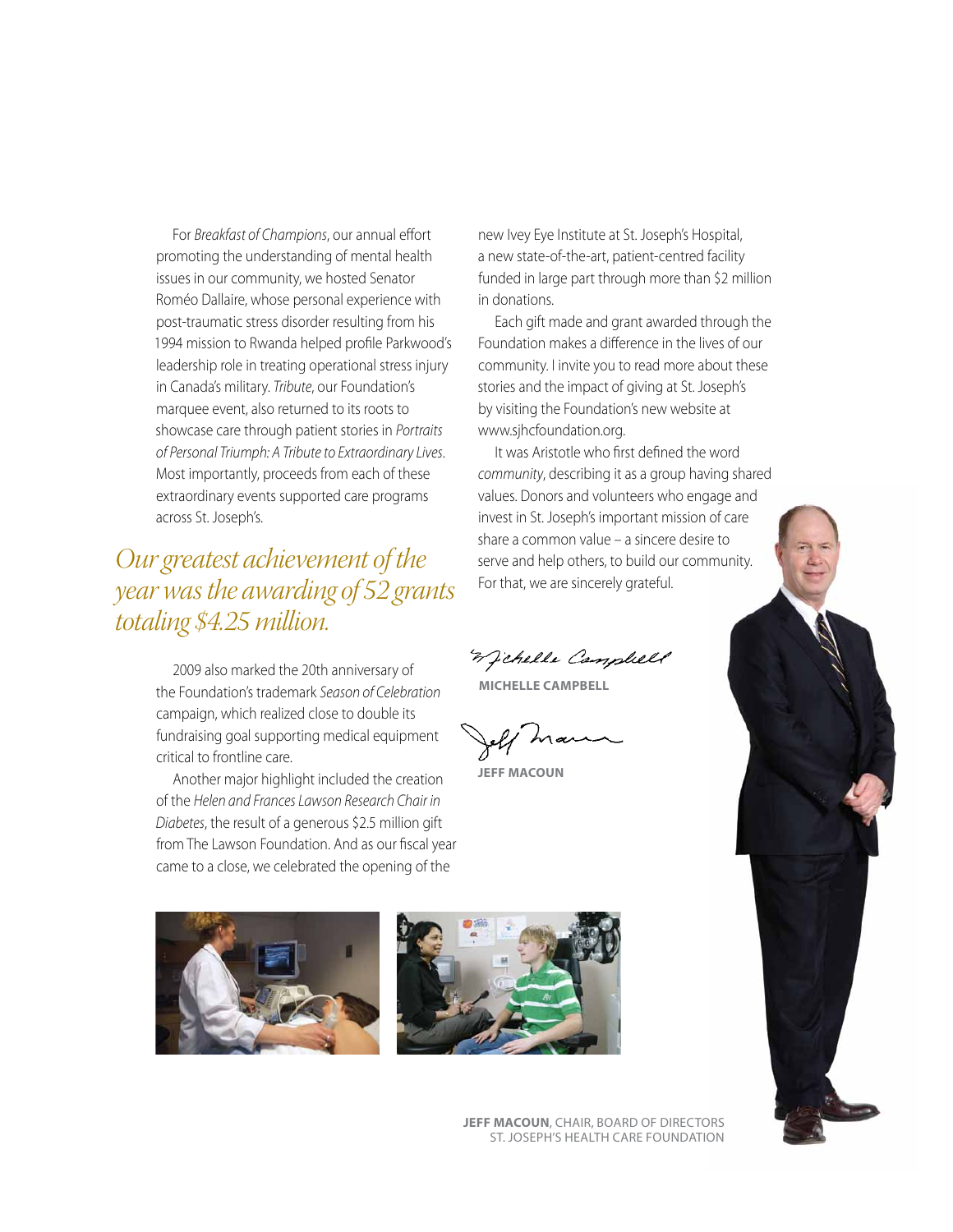For *Breakfast of Champions*, our annual effort promoting the understanding of mental health issues in our community, we hosted Senator Roméo Dallaire, whose personal experience with post-traumatic stress disorder resulting from his 1994 mission to Rwanda helped profile Parkwood's leadership role in treating operational stress injury in Canada's military. *Tribute*, our Foundation's marquee event, also returned to its roots to showcase care through patient stories in *Portraits of Personal Triumph: A Tribute to Extraordinary Lives*. Most importantly, proceeds from each of these extraordinary events supported care programs across St. Joseph's.

*Our greatest achievement of the year was the awarding of 52 grants totaling $4.25 million.*

2009 also marked the 20th anniversary of the Foundation's trademark *Season of Celebration* campaign, which realized close to double its fundraising goal supporting medical equipment critical to frontline care.

Another major highlight included the creation of the *Helen and Frances Lawson Research Chair in Diabetes*, the result of a generous $2.5 million gift from The Lawson Foundation. And as our fiscal year came to a close, we celebrated the opening of the new Ivey Eye Institute at St. Joseph's Hospital, a new state-of-the-art, patient-centred facility funded in large part through more than $2 million in donations.

Each gift made and grant awarded through the Foundation makes a difference in the lives of our community. I invite you to read more about these stories and the impact of giving at St. Joseph's by visiting the Foundation's new website at www.sjhcfoundation.org.

It was Aristotle who first defined the word *community*, describing it as a group having shared values. Donors and volunteers who engage and invest in St. Joseph's important mission of care share a common value – a sincere desire to serve and help others, to build our community. For that, we are sincerely grateful.

**MICHELLE CAMPBELL**

**JEFF MACOUN**

**JEFF MACOUN**, CHAIR, BOARD OF DIRECTORS
ST. JOSEPH'S HEALTH CARE FOUNDATION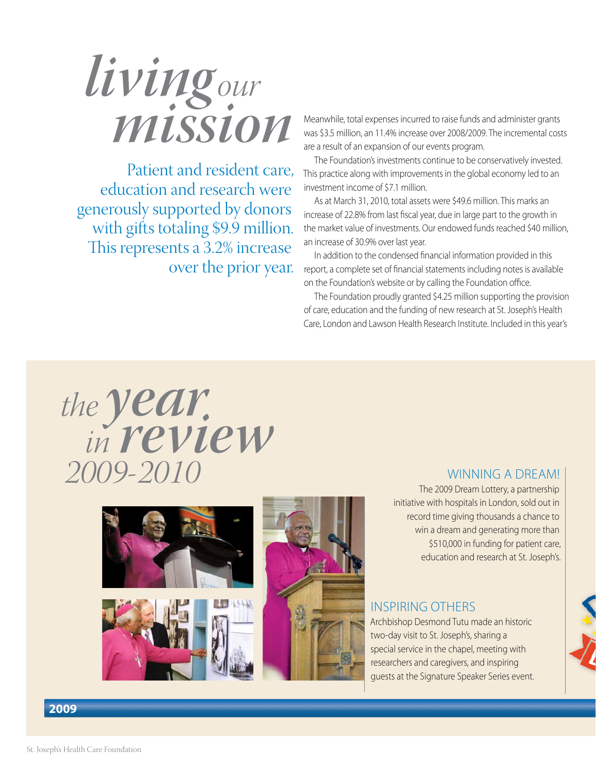# *living our mission*

Patient and resident care, education and research were generously supported by donors with gifts totaling $9.9 million. This represents a 3.2% increase over the prior year.

Meanwhile, total expenses incurred to raise funds and administer grants was $3.5 million, an 11.4% increase over 2008/2009. The incremental costs are a result of an expansion of our events program.

The Foundation's investments continue to be conservatively invested. This practice along with improvements in the global economy led to an investment income of $7.1 million.

As at March 31, 2010, total assets were $49.6 million. This marks an increase of 22.8% from last fiscal year, due in large part to the growth in the market value of investments. Our endowed funds reached $40 million, an increase of 30.9% over last year.

In addition to the condensed financial information provided in this report, a complete set of financial statements including notes is available on the Foundation's website or by calling the Foundation office.

The Foundation proudly granted $4.25 million supporting the provision of care, education and the funding of new research at St. Joseph's Health Care, London and Lawson Health Research Institute. Included in this year's

# *the year in review 2009-2010*

## WINNING A DREAM!

The 2009 Dream Lottery, a partnership initiative with hospitals in London, sold out in record time giving thousands a chance to win a dream and generating more than $510,000 in funding for patient care, education and research at St. Joseph's.

## INSPIRING OTHERS

Archbishop Desmond Tutu made an historic two-day visit to St. Joseph's, sharing a special service in the chapel, meeting with researchers and caregivers, and inspiring guests at the Signature Speaker Series event.

**2009**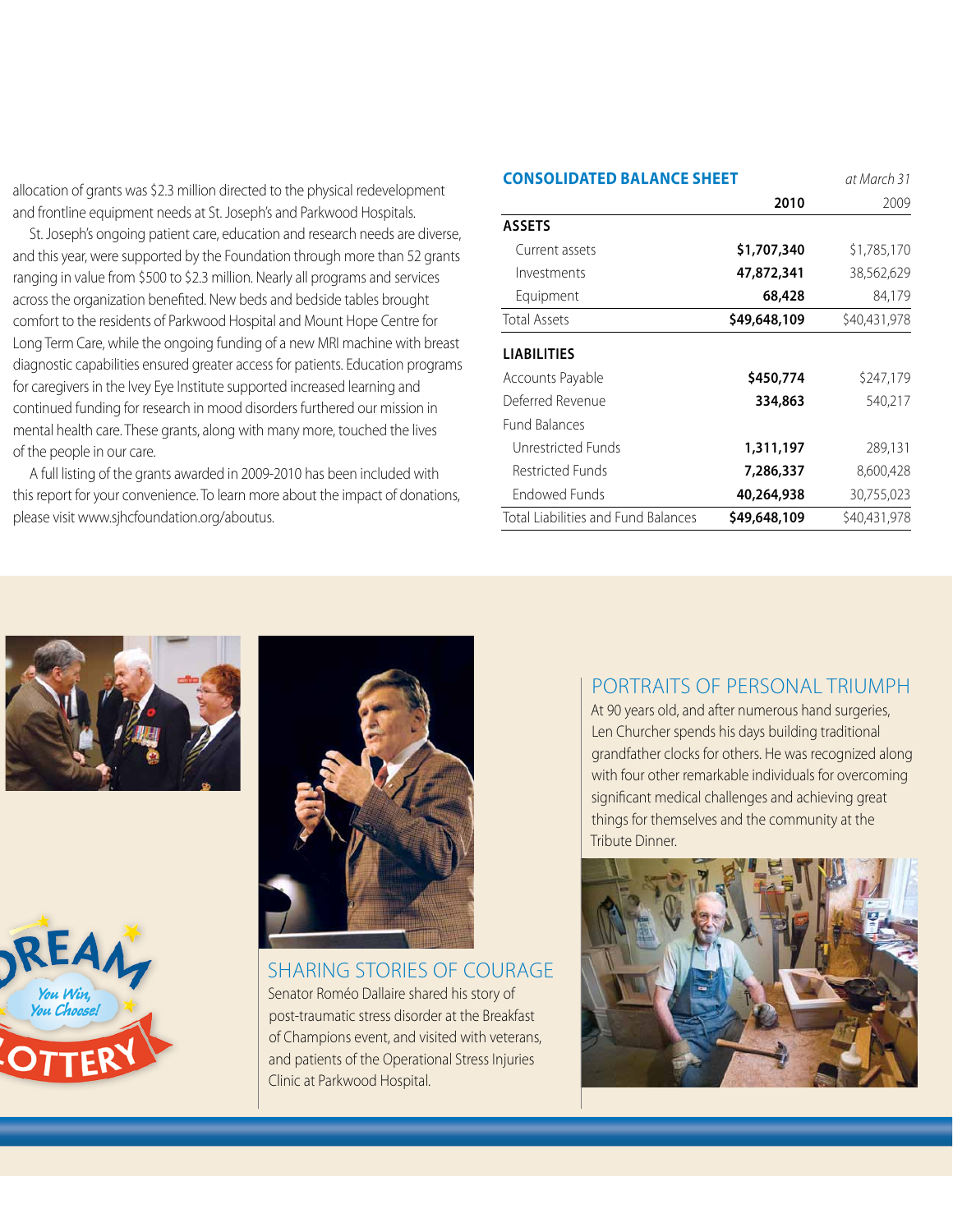allocation of grants was $2.3 million directed to the physical redevelopment and frontline equipment needs at St. Joseph's and Parkwood Hospitals.

St. Joseph's ongoing patient care, education and research needs are diverse, and this year, were supported by the Foundation through more than 52 grants ranging in value from $500 to $2.3 million. Nearly all programs and services across the organization benefited. New beds and bedside tables brought comfort to the residents of Parkwood Hospital and Mount Hope Centre for Long Term Care, while the ongoing funding of a new MRI machine with breast diagnostic capabilities ensured greater access for patients. Education programs for caregivers in the Ivey Eye Institute supported increased learning and continued funding for research in mood disorders furthered our mission in mental health care. These grants, along with many more, touched the lives of the people in our care.

A full listing of the grants awarded in 2009-2010 has been included with this report for your convenience. To learn more about the impact of donations, please visit www.sjhcfoundation.org/aboutus.

## CONSOLIDATED BALANCE SHEET

*at March 31*

| | 2010 | 2009 |
|---|---|---|
| **ASSETS** | | |
| Current assets | **$1,707,340** | $1,785,170 |
| Investments | **47,872,341** | 38,562,629 |
| Equipment | **68,428** | 84,179 |
| Total Assets | **$49,648,109** | $40,431,978 |
| **LIABILITIES** | | |
| Accounts Payable | **$450,774** | $247,179 |
| Deferred Revenue | **334,863** | 540,217 |
| Fund Balances | | |
| Unrestricted Funds | **1,311,197** | 289,131 |
| Restricted Funds | **7,286,337** | 8,600,428 |
| Endowed Funds | **40,264,938** | 30,755,023 |
| Total Liabilities and Fund Balances | **$49,648,109** | $40,431,978 |

## SHARING STORIES OF COURAGE

Senator Roméo Dallaire shared his story of post-traumatic stress disorder at the Breakfast of Champions event, and visited with veterans, and patients of the Operational Stress Injuries Clinic at Parkwood Hospital.

## PORTRAITS OF PERSONAL TRIUMPH

At 90 years old, and after numerous hand surgeries, Len Churcher spends his days building traditional grandfather clocks for others. He was recognized along with four other remarkable individuals for overcoming significant medical challenges and achieving great things for themselves and the community at the Tribute Dinner.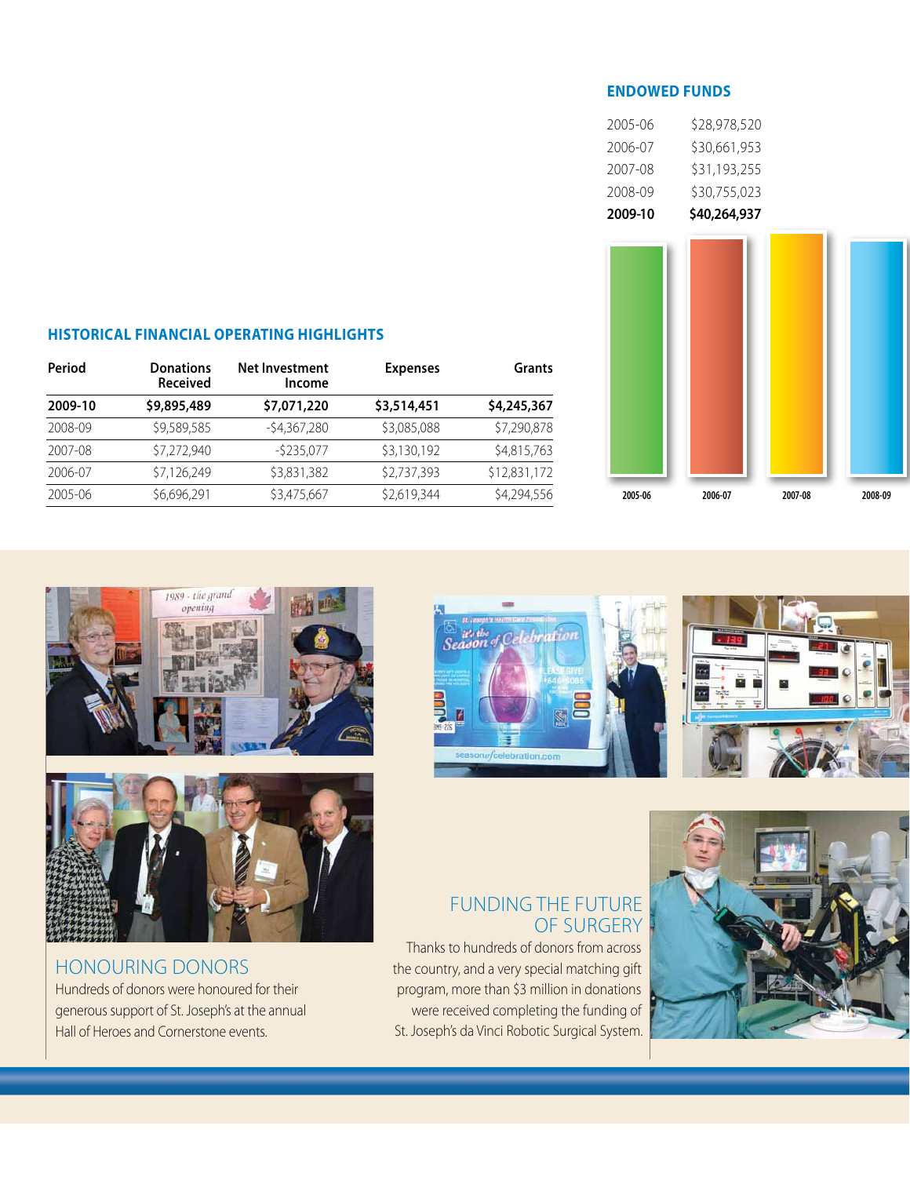## ENDOWED FUNDS

| | |
|---|---|
| 2005-06 | $28,978,520 |
| 2006-07 | $30,661,953 |
| 2007-08 | $31,193,255 |
| 2008-09 | $30,755,023 |
| **2009-10** | **$40,264,937** |

2005-06
2006-07
2007-08
2008-09

## HISTORICAL FINANCIAL OPERATING HIGHLIGHTS

| Period | Donations Received | Net Investment Income | Expenses | Grants |
|---|---|---|---|---|
| **2009-10** | **$9,895,489** | **$7,071,220** | **$3,514,451** | **$4,245,367** |
| 2008-09 | $9,589,585 | -$4,367,280 | $3,085,088 | $7,290,878 |
| 2007-08 | $7,272,940 | -$235,077 | $3,130,192 | $4,815,763 |
| 2006-07 | $7,126,249 | $3,831,382 | $2,737,393 | $12,831,172 |
| 2005-06 | $6,696,291 | $3,475,667 | $2,619,344 | $4,294,556 |

## HONOURING DONORS

Hundreds of donors were honoured for their generous support of St. Joseph's at the annual Hall of Heroes and Cornerstone events.

## FUNDING THE FUTURE OF SURGERY

Thanks to hundreds of donors from across the country, and a very special matching gift program, more than $3 million in donations were received completing the funding of St. Joseph's da Vinci Robotic Surgical System.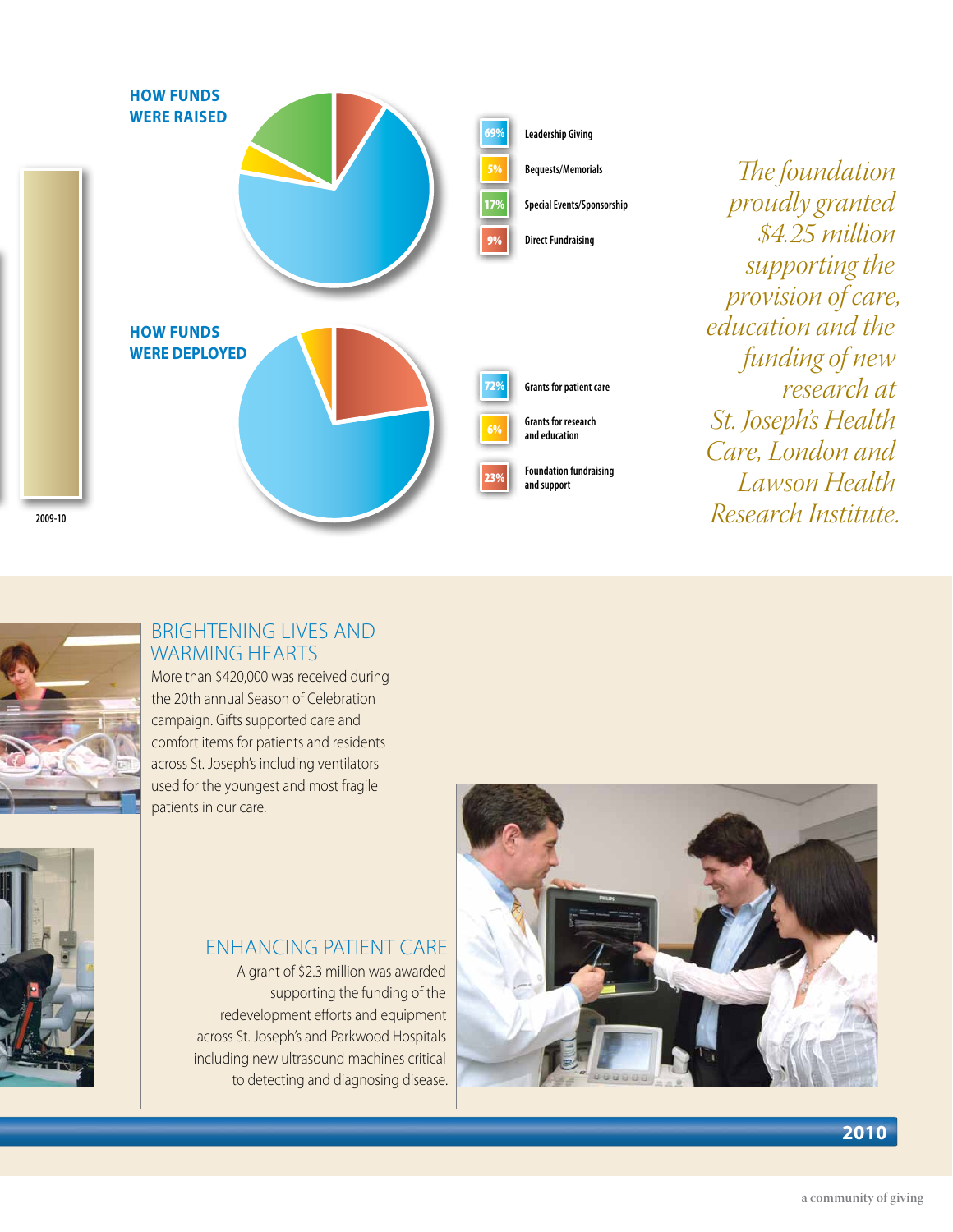2009-10

## HOW FUNDS WERE RAISED

69% Leadership Giving

5% Bequests/Memorials

17% Special Events/Sponsorship

9% Direct Fundraising

## HOW FUNDS WERE DEPLOYED

72% Grants for patient care

6% Grants for research and education

23% Foundation fundraising and support

*The foundation proudly granted $4.25 million supporting the provision of care, education and the funding of new research at St. Joseph's Health Care, London and Lawson Health Research Institute.*

## BRIGHTENING LIVES AND WARMING HEARTS

More than $420,000 was received during the 20th annual Season of Celebration campaign. Gifts supported care and comfort items for patients and residents across St. Joseph's including ventilators used for the youngest and most fragile patients in our care.

## ENHANCING PATIENT CARE

A grant of $2.3 million was awarded supporting the funding of the redevelopment efforts and equipment across St. Joseph's and Parkwood Hospitals including new ultrasound machines critical to detecting and diagnosing disease.

**2010**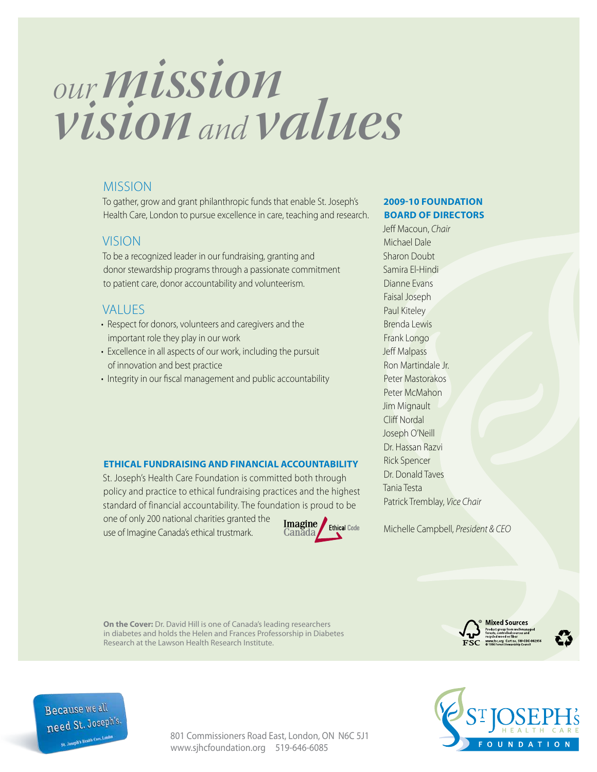# *our mission vision and values*

## MISSION

To gather, grow and grant philanthropic funds that enable St. Joseph's Health Care, London to pursue excellence in care, teaching and research.

## VISION

To be a recognized leader in our fundraising, granting and donor stewardship programs through a passionate commitment to patient care, donor accountability and volunteerism.

## VALUES

- Respect for donors, volunteers and caregivers and the important role they play in our work
- Excellence in all aspects of our work, including the pursuit of innovation and best practice
- Integrity in our fiscal management and public accountability

### ETHICAL FUNDRAISING AND FINANCIAL ACCOUNTABILITY

St. Joseph's Health Care Foundation is committed both through policy and practice to ethical fundraising practices and the highest standard of financial accountability. The foundation is proud to be one of only 200 national charities granted the use of Imagine Canada's ethical trustmark.

Imagine Canada Ethical Code

### 2009-10 FOUNDATION BOARD OF DIRECTORS

Jeff Macoun, *Chair*
Michael Dale
Sharon Doubt
Samira El-Hindi
Dianne Evans
Faisal Joseph
Paul Kiteley
Brenda Lewis
Frank Longo
Jeff Malpass
Ron Martindale Jr.
Peter Mastorakos
Peter McMahon
Jim Mignault
Cliff Nordal
Joseph O'Neill
Dr. Hassan Razvi
Rick Spencer
Dr. Donald Taves
Tania Testa
Patrick Tremblay, *Vice Chair*

Michelle Campbell, *President & CEO*

**On the Cover:** Dr. David Hill is one of Canada's leading researchers in diabetes and holds the Helen and Frances Professorship in Diabetes Research at the Lawson Health Research Institute.

Mixed Sources
Product group from well-managed forests, controlled sources and recycled wood or fiber
www.fsc.org Cert no. SW-COC-002956
© 1996 Forest Stewardship Council

Because we all need St. Joseph's.
St. Joseph's Health Care, London

801 Commissioners Road East, London, ON N6C 5J1
www.sjhcfoundation.org 519-646-6085

ST JOSEPH'S HEALTH CARE FOUNDATION